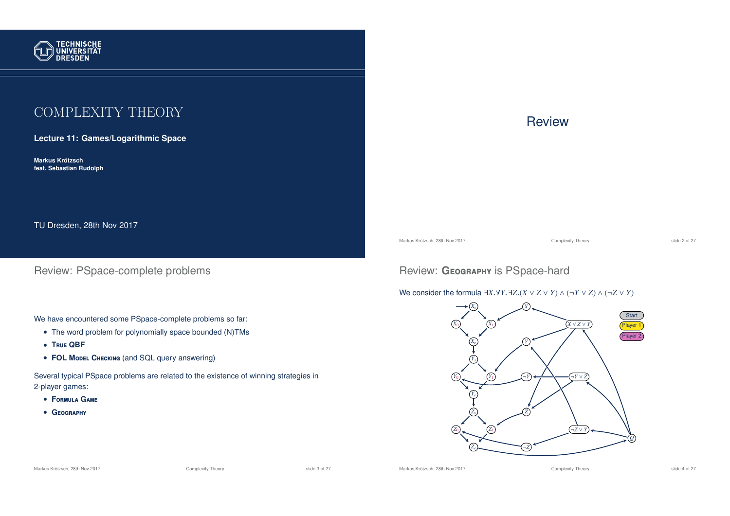# Complexity Theory

**Lecture 11: Games/Logarithmic Space**

**Markus Krötzsch**
**feat. Sebastian Rudolph**

TU Dresden, 28th Nov 2017

# Review

## Review: PSpace-complete problems

We have encountered some PSpace-complete problems so far:

- The word problem for polynomially space bounded (N)TMs
- **True QBF**
- **FOL Model Checking** (and SQL query answering)

Several typical PSpace problems are related to the existence of winning strategies in 2-player games:

- **Formula Game**
- **Geography**

## Review: **Geography** is PSpace-hard

We consider the formula $\exists X.\forall Y.\exists Z.(X \vee Z \vee Y) \wedge (\neg Y \vee Z) \wedge (\neg Z \vee Y)$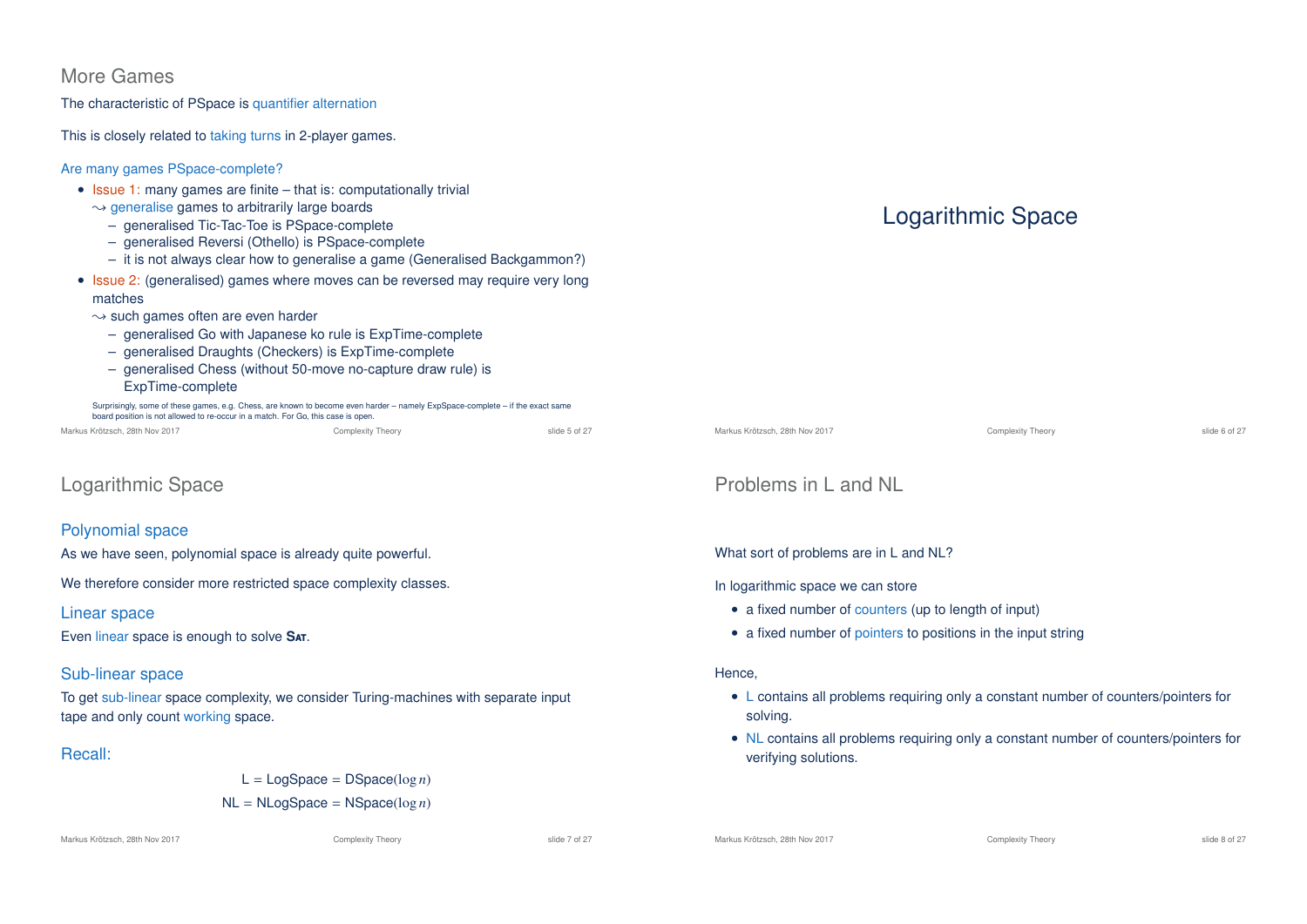## More Games

The characteristic of PSpace is quantifier alternation

This is closely related to taking turns in 2-player games.

Are many games PSpace-complete?

- Issue 1: many games are finite – that is: computationally trivial
  $\leadsto$ generalise games to arbitrarily large boards
  - generalised Tic-Tac-Toe is PSpace-complete
  - generalised Reversi (Othello) is PSpace-complete
  - it is not always clear how to generalise a game (Generalised Backgammon?)
- Issue 2: (generalised) games where moves can be reversed may require very long matches
  $\leadsto$ such games often are even harder
  - generalised Go with Japanese ko rule is ExpTime-complete
  - generalised Draughts (Checkers) is ExpTime-complete
  - generalised Chess (without 50-move no-capture draw rule) is ExpTime-complete

Surprisingly, some of these games, e.g. Chess, are known to become even harder – namely ExpSpace-complete – if the exact same board position is not allowed to re-occur in a match. For Go, this case is open.

# Logarithmic Space

## Logarithmic Space

### Polynomial space

As we have seen, polynomial space is already quite powerful.

We therefore consider more restricted space complexity classes.

### Linear space

Even linear space is enough to solve **Sat**.

### Sub-linear space

To get sub-linear space complexity, we consider Turing-machines with separate input tape and only count working space.

### Recall:

$$\mathsf{L} = \mathsf{LogSpace} = \mathsf{DSpace}(\log n)$$
$$\mathsf{NL} = \mathsf{NLogSpace} = \mathsf{NSpace}(\log n)$$

## Problems in L and NL

What sort of problems are in L and NL?

In logarithmic space we can store

- a fixed number of counters (up to length of input)
- a fixed number of pointers to positions in the input string

Hence,

- L contains all problems requiring only a constant number of counters/pointers for solving.
- NL contains all problems requiring only a constant number of counters/pointers for verifying solutions.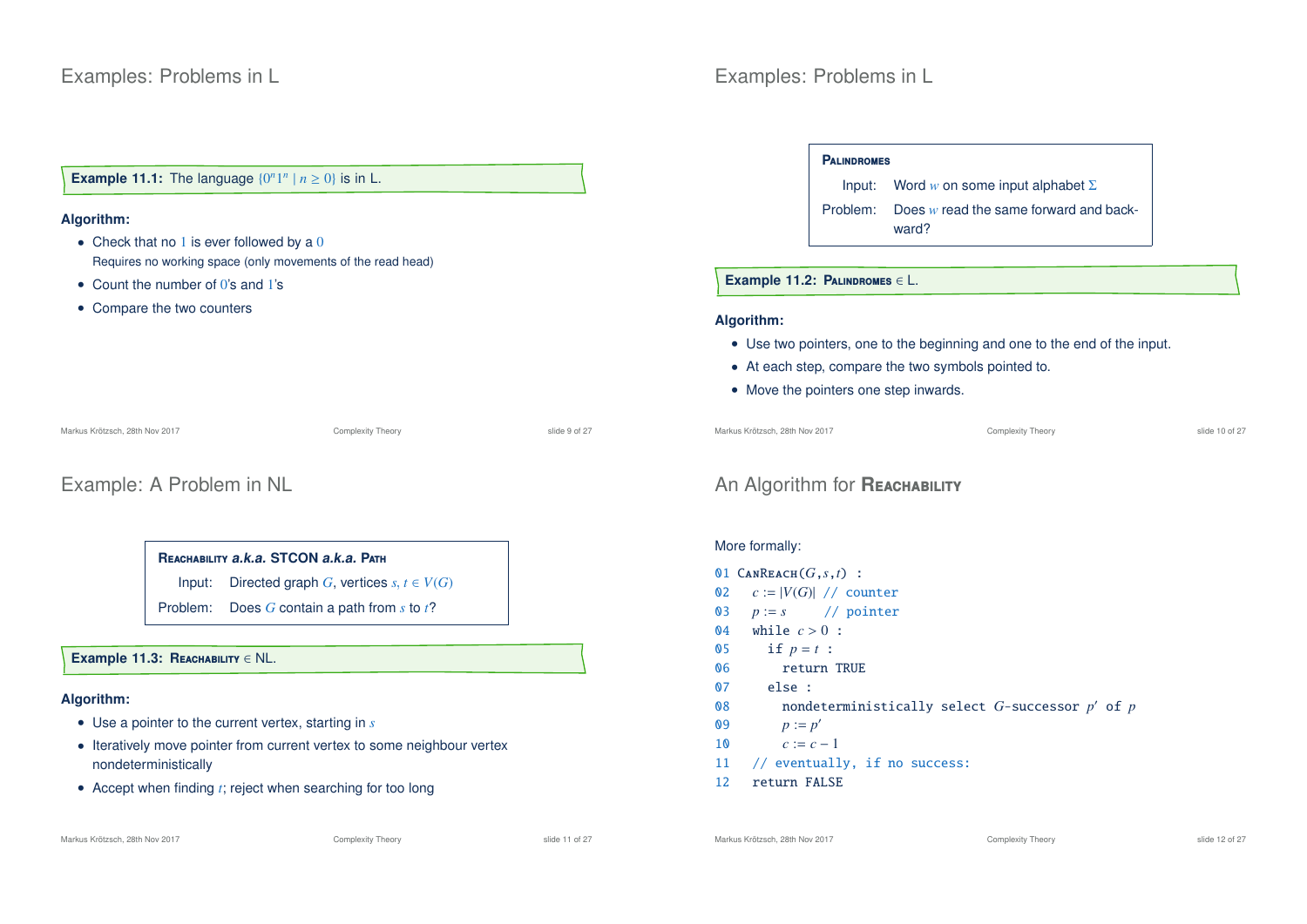# Examples: Problems in L

**Example 11.1:** The language $\{0^n1^n \mid n \geq 0\}$ is in L.

**Algorithm:**

- Check that no $1$ is ever followed by a $0$
  Requires no working space (only movements of the read head)
- Count the number of $0$'s and $1$'s
- Compare the two counters

# Examples: Problems in L

**Palindromes**

Input: Word $w$ on some input alphabet $\Sigma$

Problem: Does $w$ read the same forward and backward?

**Example 11.2:** Palindromes $\in$ L.

**Algorithm:**

- Use two pointers, one to the beginning and one to the end of the input.
- At each step, compare the two symbols pointed to.
- Move the pointers one step inwards.

# Example: A Problem in NL

**Reachability *a.k.a.* STCON *a.k.a.* Path**

Input: Directed graph $G$, vertices $s, t \in V(G)$

Problem: Does $G$ contain a path from $s$ to $t$?

**Example 11.3:** Reachability $\in$ NL.

**Algorithm:**

- Use a pointer to the current vertex, starting in $s$
- Iteratively move pointer from current vertex to some neighbour vertex nondeterministically
- Accept when finding $t$; reject when searching for too long

# An Algorithm for Reachability

More formally:

```
01 CanReach(G,s,t) :
02   c := |V(G)|  // counter
03   p := s       // pointer
04   while c > 0 :
05     if p = t :
06       return TRUE
07     else :
08       nondeterministically select G-successor p' of p
09       p := p'
10       c := c − 1
11   // eventually, if no success:
12   return FALSE
```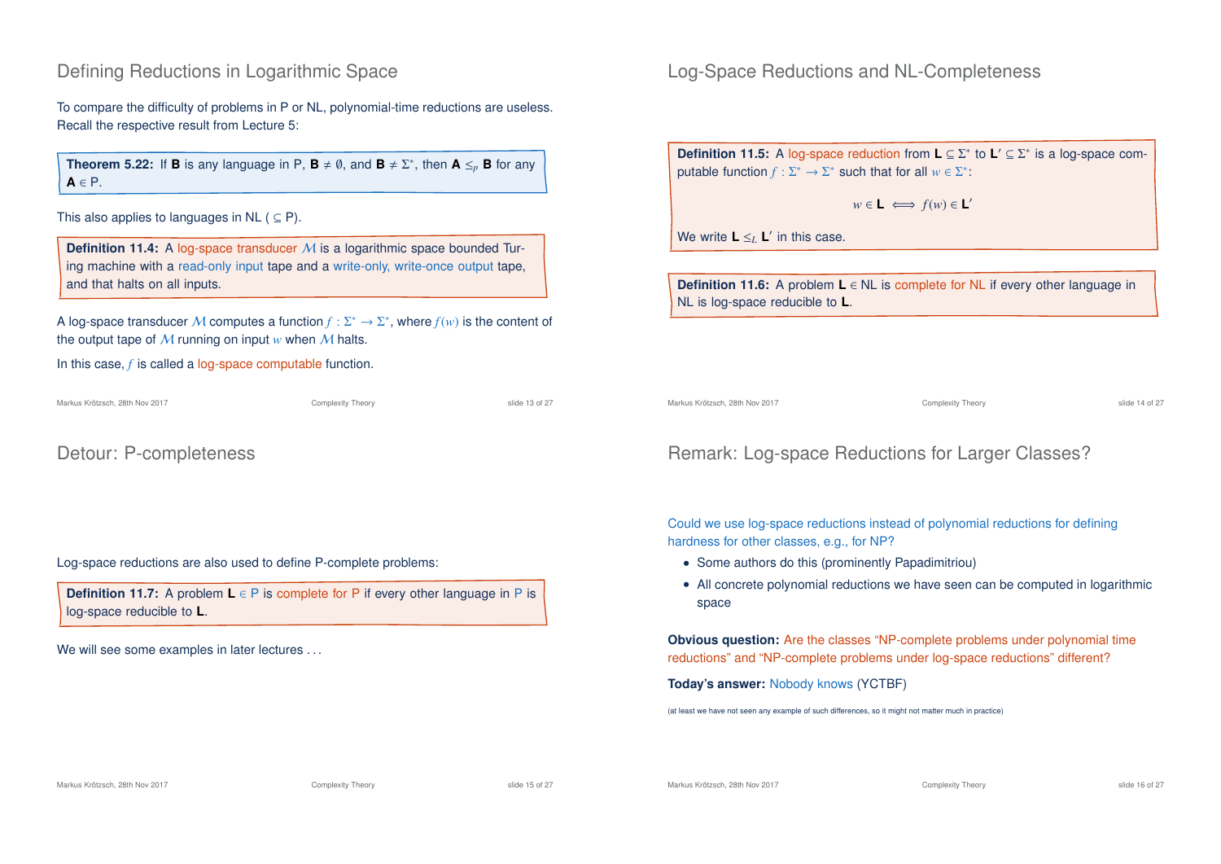## Defining Reductions in Logarithmic Space

To compare the difficulty of problems in P or NL, polynomial-time reductions are useless. Recall the respective result from Lecture 5:

> **Theorem 5.22:** If **B** is any language in P, $\mathbf{B} \neq \emptyset$, and $\mathbf{B} \neq \Sigma^*$, then $\mathbf{A} \leq_p \mathbf{B}$ for any $\mathbf{A} \in$ P.

This also applies to languages in NL ( $\subseteq$ P).

> **Definition 11.4:** A log-space transducer $\mathcal{M}$ is a logarithmic space bounded Turing machine with a read-only input tape and a write-only, write-once output tape, and that halts on all inputs.

A log-space transducer $\mathcal{M}$ computes a function $f : \Sigma^* \to \Sigma^*$, where $f(w)$ is the content of the output tape of $\mathcal{M}$ running on input $w$ when $\mathcal{M}$ halts.

In this case, $f$ is called a log-space computable function.

## Log-Space Reductions and NL-Completeness

> **Definition 11.5:** A log-space reduction from $\mathbf{L} \subseteq \Sigma^*$ to $\mathbf{L}' \subseteq \Sigma^*$ is a log-space computable function $f : \Sigma^* \to \Sigma^*$ such that for all $w \in \Sigma^*$:
>
> $$w \in \mathbf{L} \iff f(w) \in \mathbf{L}'$$
>
> We write $\mathbf{L} \leq_L \mathbf{L}'$ in this case.

> **Definition 11.6:** A problem $\mathbf{L} \in$ NL is complete for NL if every other language in NL is log-space reducible to **L**.

## Detour: P-completeness

Log-space reductions are also used to define P-complete problems:

> **Definition 11.7:** A problem $\mathbf{L} \in$ P is complete for P if every other language in P is log-space reducible to **L**.

We will see some examples in later lectures ...

## Remark: Log-space Reductions for Larger Classes?

Could we use log-space reductions instead of polynomial reductions for defining hardness for other classes, e.g., for NP?

- Some authors do this (prominently Papadimitriou)
- All concrete polynomial reductions we have seen can be computed in logarithmic space

**Obvious question:** Are the classes "NP-complete problems under polynomial time reductions" and "NP-complete problems under log-space reductions" different?

**Today's answer:** Nobody knows (YCTBF)

(at least we have not seen any example of such differences, so it might not matter much in practice)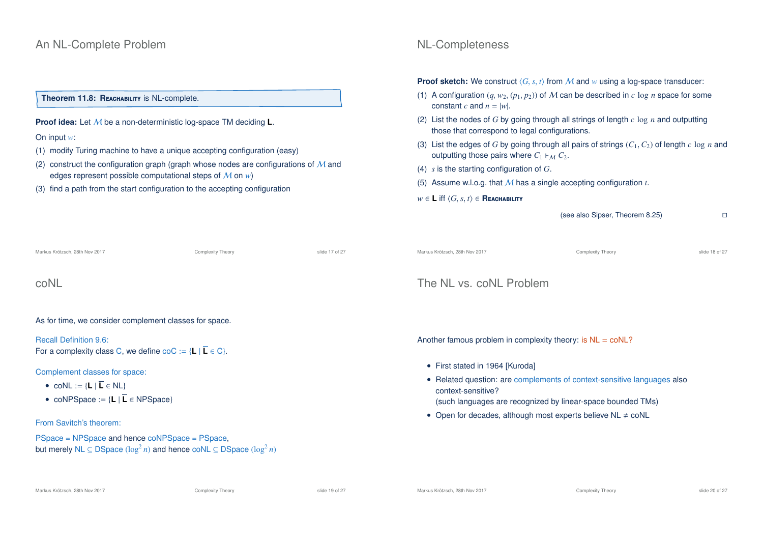## An NL-Complete Problem

**Theorem 11.8: Reachability is NL-complete.**

**Proof idea:** Let $\mathcal{M}$ be a non-deterministic log-space TM deciding **L**.

On input $w$:

(1) modify Turing machine to have a unique accepting configuration (easy)

(2) construct the configuration graph (graph whose nodes are configurations of $\mathcal{M}$ and edges represent possible computational steps of $\mathcal{M}$ on $w$)

(3) find a path from the start configuration to the accepting configuration

## NL-Completeness

**Proof sketch:** We construct $\langle G, s, t\rangle$ from $\mathcal{M}$ and $w$ using a log-space transducer:

(1) A configuration $(q, w_2, (p_1, p_2))$ of $\mathcal{M}$ can be described in $c \log n$ space for some constant $c$ and $n = |w|$.

(2) List the nodes of $G$ by going through all strings of length $c \log n$ and outputting those that correspond to legal configurations.

(3) List the edges of $G$ by going through all pairs of strings $(C_1, C_2)$ of length $c \log n$ and outputting those pairs where $C_1 \vdash_{\mathcal{M}} C_2$.

(4) $s$ is the starting configuration of $G$.

(5) Assume w.l.o.g. that $\mathcal{M}$ has a single accepting configuration $t$.

$w \in$ **L** iff $\langle G, s, t\rangle \in$ Reachability

(see also Sipser, Theorem 8.25) □

## coNL

As for time, we consider complement classes for space.

Recall Definition 9.6:
For a complexity class C, we define coC := $\{$**L** $\mid \overline{\textbf{L}} \in$ C$\}$.

Complement classes for space:

- coNL := $\{$**L** $\mid \overline{\textbf{L}} \in$ NL$\}$
- coNPSpace := $\{$**L** $\mid \overline{\textbf{L}} \in$ NPSpace$\}$

From Savitch's theorem:

PSpace = NPSpace and hence coNPSpace = PSpace,
but merely NL $\subseteq$ DSpace $(\log^2 n)$ and hence coNL $\subseteq$ DSpace $(\log^2 n)$

## The NL vs. coNL Problem

Another famous problem in complexity theory: is NL = coNL?

- First stated in 1964 [Kuroda]
- Related question: are complements of context-sensitive languages also context-sensitive?
  (such languages are recognized by linear-space bounded TMs)
- Open for decades, although most experts believe NL ≠ coNL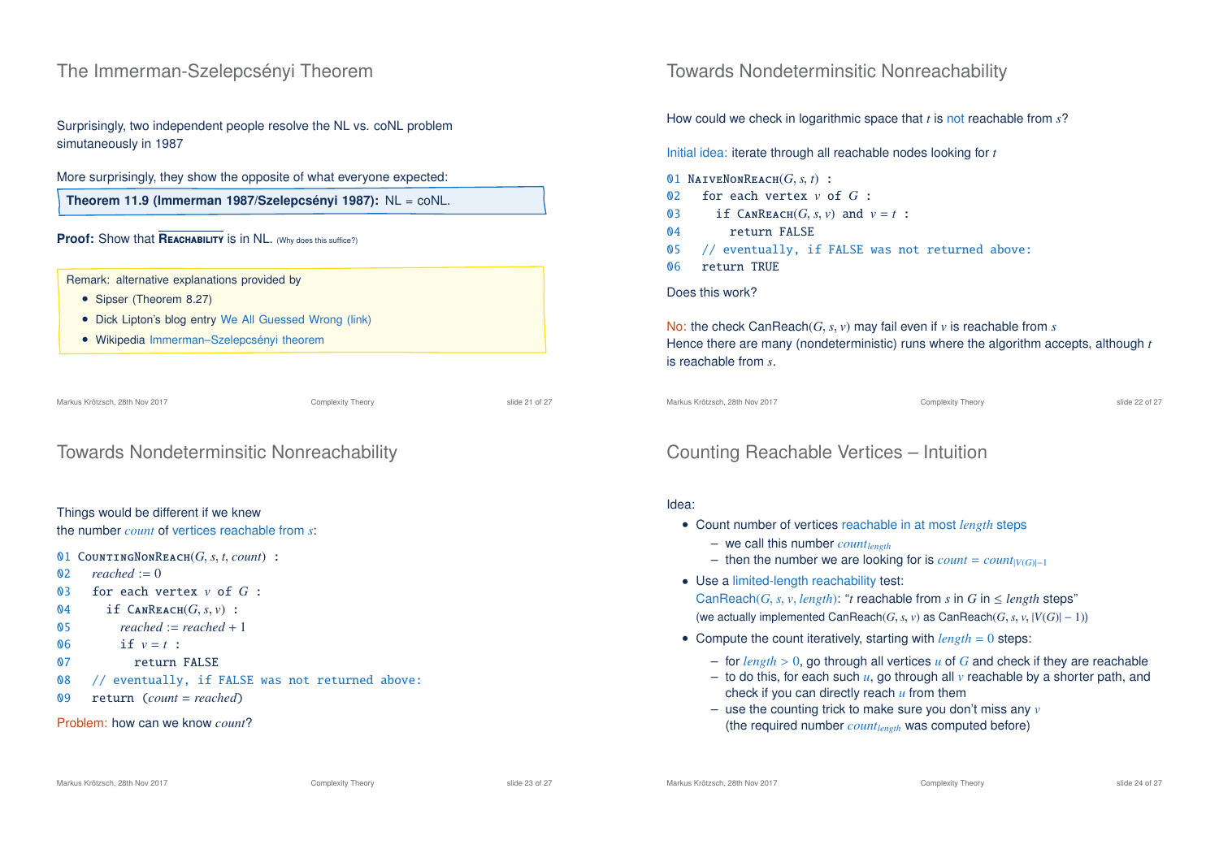## The Immerman-Szelepcsényi Theorem

Surprisingly, two independent people resolve the NL vs. coNL problem simutaneously in 1987

More surprisingly, they show the opposite of what everyone expected:

**Theorem 11.9 (Immerman 1987/Szelepcsényi 1987):** NL = coNL.

**Proof:** Show that $\overline{\textsc{Reachability}}$ is in NL. (Why does this suffice?)

Remark: alternative explanations provided by

- Sipser (Theorem 8.27)
- Dick Lipton's blog entry We All Guessed Wrong (link)
- Wikipedia Immerman–Szelepcsényi theorem

## Towards Nondeterminsitic Nonreachability

How could we check in logarithmic space that $t$ is not reachable from $s$?

Initial idea: iterate through all reachable nodes looking for $t$

```
01 NaiveNonReach(G, s, t) :
02   for each vertex v of G :
03     if CanReach(G, s, v) and v = t :
04       return FALSE
05   // eventually, if FALSE was not returned above:
06   return TRUE
```

Does this work?

No: the check CanReach$(G, s, v)$ may fail even if $v$ is reachable from $s$
Hence there are many (nondeterministic) runs where the algorithm accepts, although $t$ is reachable from $s$.

## Towards Nondeterminsitic Nonreachability

Things would be different if we knew the number *count* of vertices reachable from $s$:

```
01 CountingNonReach(G, s, t, count) :
02   reached := 0
03   for each vertex v of G :
04     if CanReach(G, s, v) :
05       reached := reached + 1
06       if v = t :
07         return FALSE
08   // eventually, if FALSE was not returned above:
09   return (count = reached)
```

Problem: how can we know *count*?

## Counting Reachable Vertices – Intuition

Idea:

- Count number of vertices reachable in at most *length* steps
  - we call this number $count_{length}$
  - then the number we are looking for is $count = count_{|V(G)|-1}$
- Use a limited-length reachability test:
  CanReach$(G, s, v, length)$: "$t$ reachable from $s$ in $G$ in $\leq$ *length* steps"
  (we actually implemented CanReach$(G, s, v)$ as CanReach$(G, s, v, |V(G)| - 1)$)
- Compute the count iteratively, starting with $length = 0$ steps:
  - for $length > 0$, go through all vertices $u$ of $G$ and check if they are reachable
  - to do this, for each such $u$, go through all $v$ reachable by a shorter path, and check if you can directly reach $u$ from them
  - use the counting trick to make sure you don't miss any $v$ (the required number $count_{length}$ was computed before)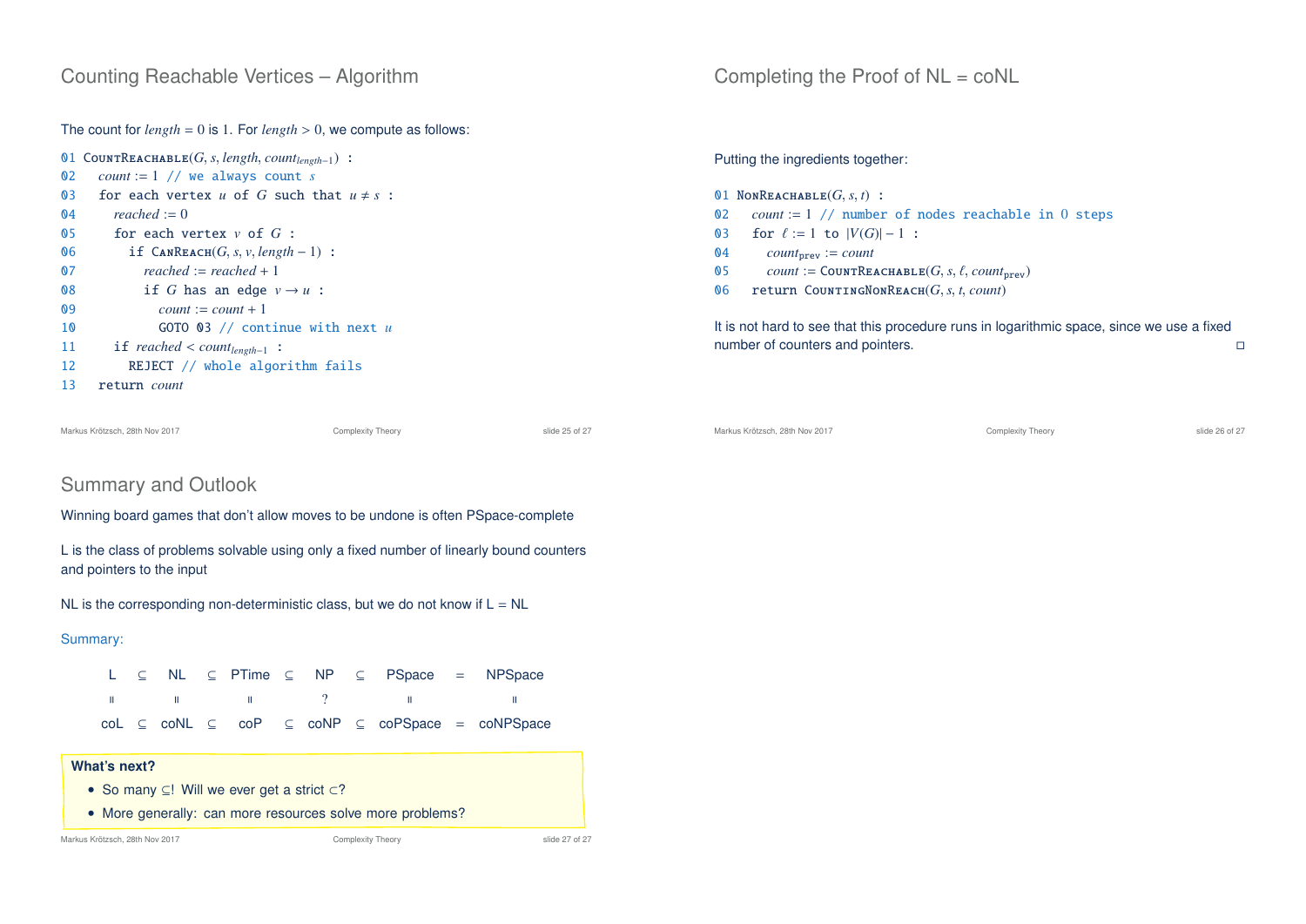## Counting Reachable Vertices – Algorithm

The count for $length = 0$ is 1. For $length > 0$, we compute as follows:

```
01 CountReachable(G, s, length, count_{length-1}) :
02   count := 1 // we always count s
03   for each vertex u of G such that u ≠ s :
04     reached := 0
05     for each vertex v of G :
06       if CanReach(G, s, v, length − 1) :
07         reached := reached + 1
08         if G has an edge v → u :
09           count := count + 1
10           GOTO 03 // continue with next u
11     if reached < count_{length-1} :
12       REJECT // whole algorithm fails
13   return count
```

## Completing the Proof of NL = coNL

Putting the ingredients together:

```
01 NonReachable(G, s, t) :
02   count := 1 // number of nodes reachable in 0 steps
03   for ℓ := 1 to |V(G)| − 1 :
04     count_prev := count
05     count := CountReachable(G, s, ℓ, count_prev)
06   return CountingNonReach(G, s, t, count)
```

It is not hard to see that this procedure runs in logarithmic space, since we use a fixed number of counters and pointers. □

## Summary and Outlook

Winning board games that don't allow moves to be undone is often PSpace-complete

L is the class of problems solvable using only a fixed number of linearly bound counters and pointers to the input

NL is the corresponding non-deterministic class, but we do not know if L = NL

Summary:

| | | | | | | | | | | |
|---|---|---|---|---|---|---|---|---|---|---|
| L | $\subseteq$ | NL | $\subseteq$ | PTime | $\subseteq$ | NP | $\subseteq$ | PSpace | = | NPSpace |
| ‖ | | ‖ | | ‖ | | ? | | ‖ | | ‖ |
| coL | $\subseteq$ | coNL | $\subseteq$ | coP | $\subseteq$ | coNP | $\subseteq$ | coPSpace | = | coNPSpace |

**What's next?**

- So many $\subseteq$! Will we ever get a strict $\subset$?
- More generally: can more resources solve more problems?